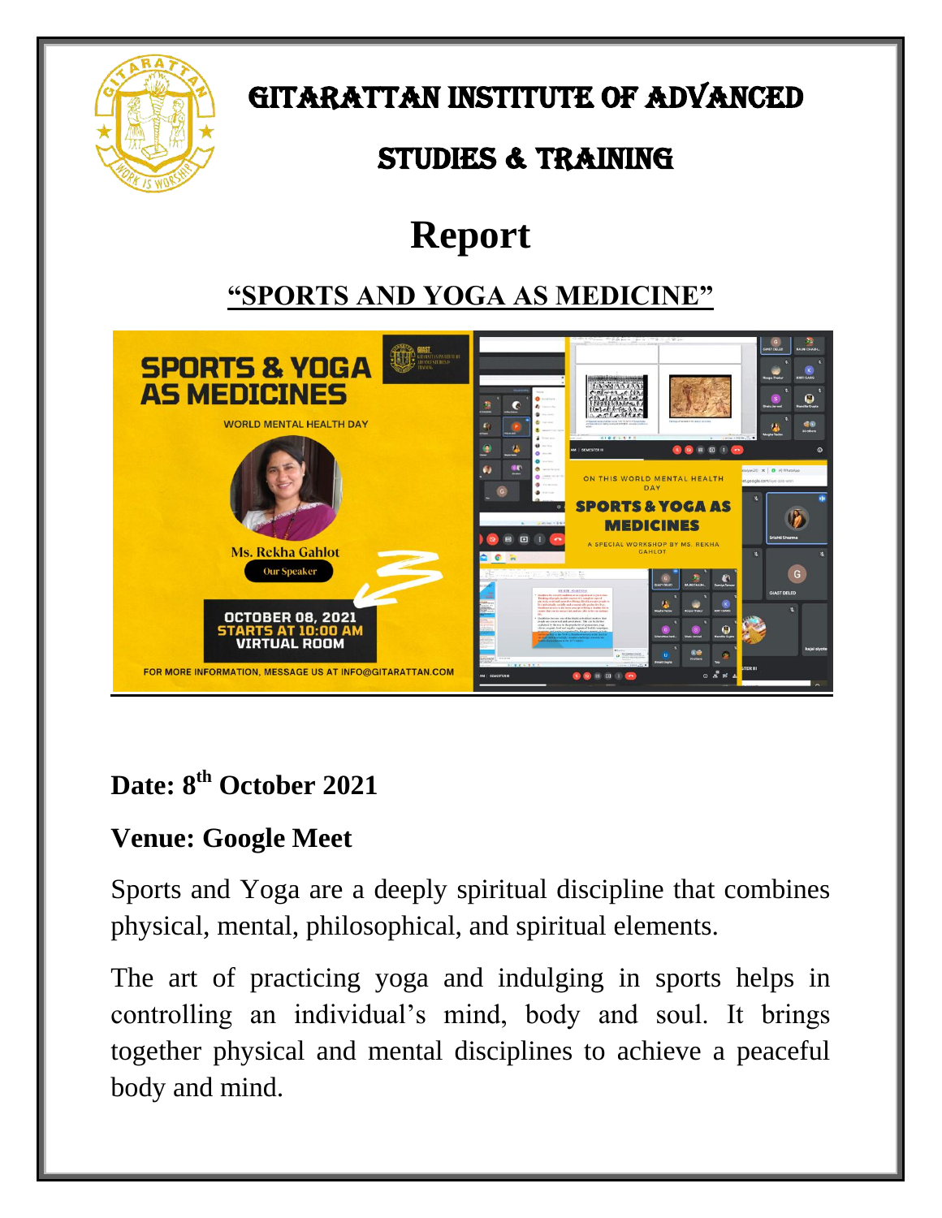# GITARATTAN INSTITUTE OF ADVANCED STUDIES & TRAINING

# Report

## "SPORTS AND YOGA AS MEDICINE"

**Date: 8th October 2021**

**Venue: Google Meet**

Sports and Yoga are a deeply spiritual discipline that combines physical, mental, philosophical, and spiritual elements.

The art of practicing yoga and indulging in sports helps in controlling an individual's mind, body and soul. It brings together physical and mental disciplines to achieve a peaceful body and mind.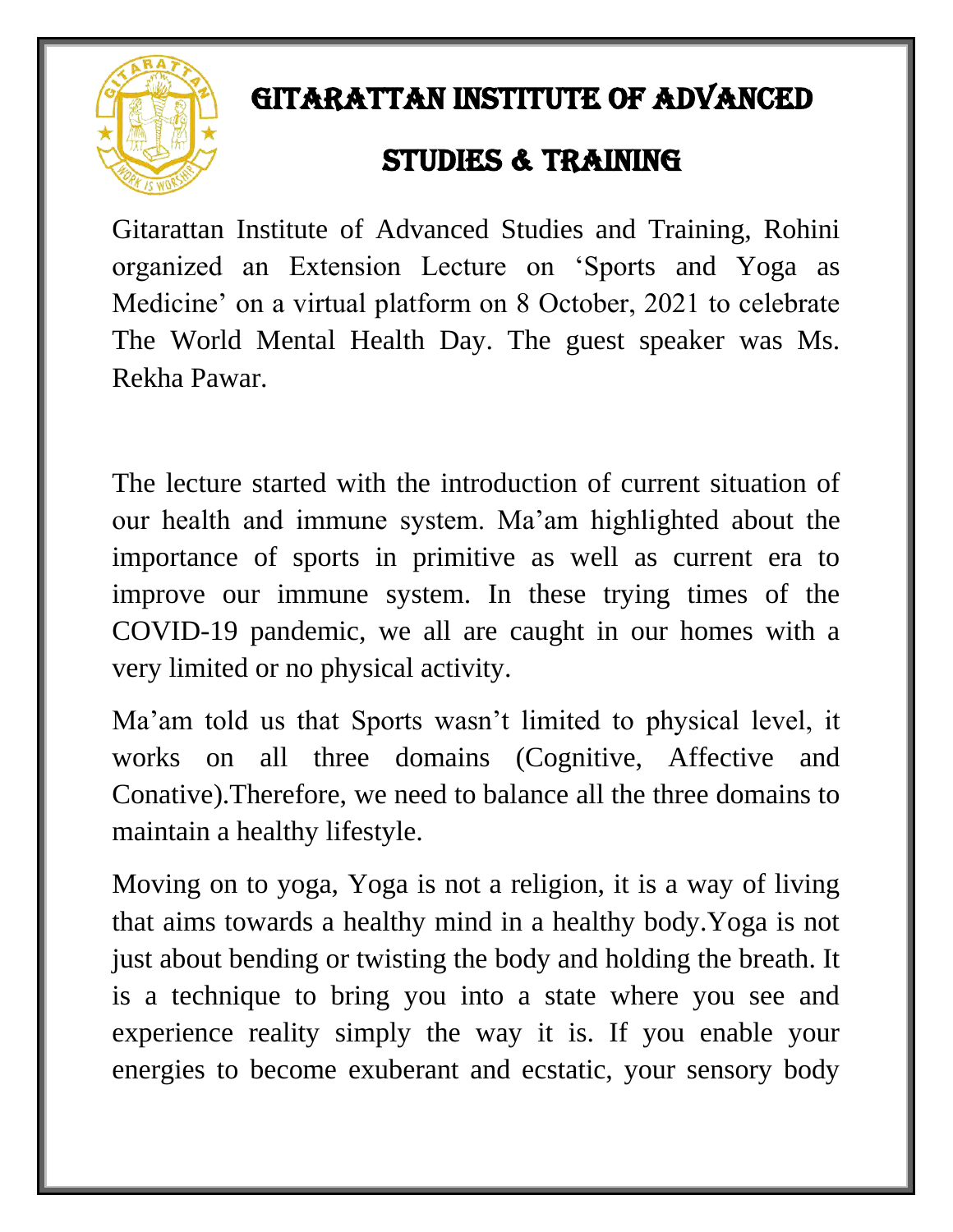# GITARATTAN INSTITUTE OF ADVANCED STUDIES & TRAINING

Gitarattan Institute of Advanced Studies and Training, Rohini organized an Extension Lecture on 'Sports and Yoga as Medicine' on a virtual platform on 8 October, 2021 to celebrate The World Mental Health Day. The guest speaker was Ms. Rekha Pawar.

The lecture started with the introduction of current situation of our health and immune system. Ma'am highlighted about the importance of sports in primitive as well as current era to improve our immune system. In these trying times of the COVID-19 pandemic, we all are caught in our homes with a very limited or no physical activity.

Ma'am told us that Sports wasn't limited to physical level, it works on all three domains (Cognitive, Affective and Conative).Therefore, we need to balance all the three domains to maintain a healthy lifestyle.

Moving on to yoga, Yoga is not a religion, it is a way of living that aims towards a healthy mind in a healthy body.Yoga is not just about bending or twisting the body and holding the breath. It is a technique to bring you into a state where you see and experience reality simply the way it is. If you enable your energies to become exuberant and ecstatic, your sensory body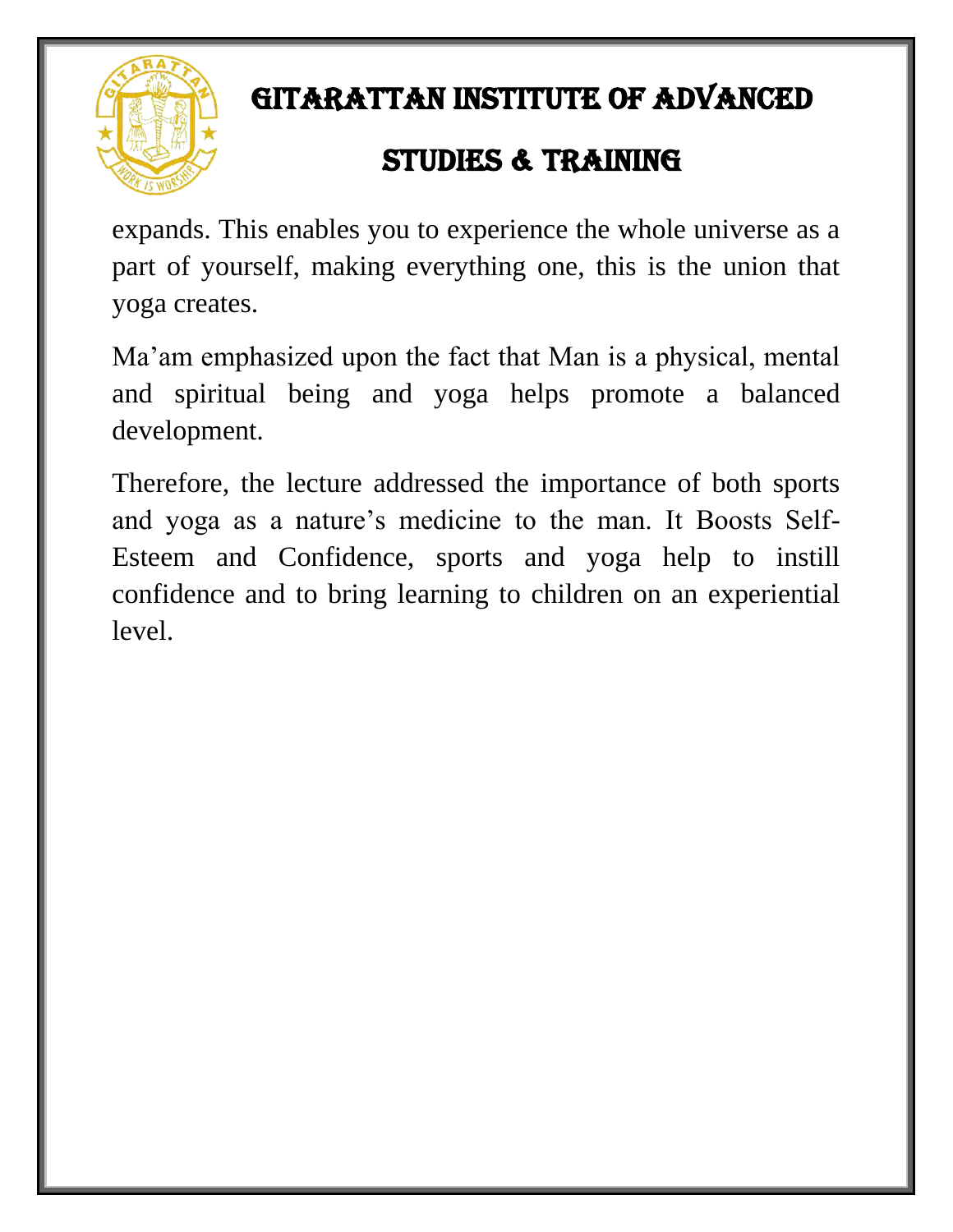expands. This enables you to experience the whole universe as a part of yourself, making everything one, this is the union that yoga creates.

Ma'am emphasized upon the fact that Man is a physical, mental and spiritual being and yoga helps promote a balanced development.

Therefore, the lecture addressed the importance of both sports and yoga as a nature's medicine to the man. It Boosts Self-Esteem and Confidence, sports and yoga help to instill confidence and to bring learning to children on an experiential level.